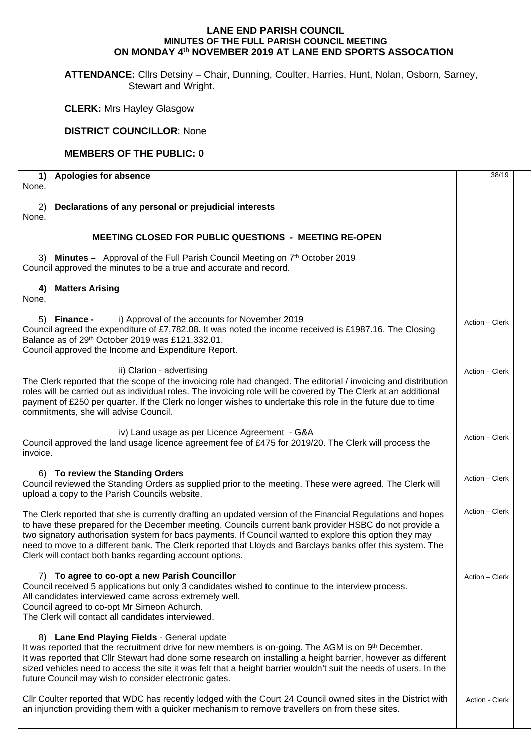# LANE END PARISH COUNCIL
## MINUTES OF THE FULL PARISH COUNCIL MEETING
## ON MONDAY 4th NOVEMBER 2019 AT LANE END SPORTS ASSOCATION

**ATTENDANCE:** Cllrs Detsiny – Chair, Dunning, Coulter, Harries, Hunt, Nolan, Osborn, Sarney, Stewart and Wright.

**CLERK:** Mrs Hayley Glasgow

**DISTRICT COUNCILLOR**: None

**MEMBERS OF THE PUBLIC: 0**

| | 38/19 |
|---|---|
| **1) Apologies for absence**<br>None. | |
| 2) **Declarations of any personal or prejudicial interests**<br>None. | |
| **MEETING CLOSED FOR PUBLIC QUESTIONS - MEETING RE-OPEN** | |
| 3) **Minutes –** Approval of the Full Parish Council Meeting on 7th October 2019<br>Council approved the minutes to be a true and accurate and record. | |
| **4) Matters Arising**<br>None. | |
| 5) **Finance -** i) Approval of the accounts for November 2019<br>Council agreed the expenditure of £7,782.08. It was noted the income received is £1987.16. The Closing Balance as of 29th October 2019 was £121,332.01.<br>Council approved the Income and Expenditure Report. | Action – Clerk |
| ii) Clarion - advertising<br>The Clerk reported that the scope of the invoicing role had changed. The editorial / invoicing and distribution roles will be carried out as individual roles. The invoicing role will be covered by The Clerk at an additional payment of £250 per quarter. If the Clerk no longer wishes to undertake this role in the future due to time commitments, she will advise Council. | Action – Clerk |
| iv) Land usage as per Licence Agreement - G&A<br>Council approved the land usage licence agreement fee of £475 for 2019/20. The Clerk will process the invoice. | Action – Clerk |
| 6) **To review the Standing Orders**<br>Council reviewed the Standing Orders as supplied prior to the meeting. These were agreed. The Clerk will upload a copy to the Parish Councils website. | Action – Clerk |
| The Clerk reported that she is currently drafting an updated version of the Financial Regulations and hopes to have these prepared for the December meeting. Councils current bank provider HSBC do not provide a two signatory authorisation system for bacs payments. If Council wanted to explore this option they may need to move to a different bank. The Clerk reported that Lloyds and Barclays banks offer this system. The Clerk will contact both banks regarding account options. | Action – Clerk |
| 7) **To agree to co-opt a new Parish Councillor**<br>Council received 5 applications but only 3 candidates wished to continue to the interview process.<br>All candidates interviewed came across extremely well.<br>Council agreed to co-opt Mr Simeon Achurch.<br>The Clerk will contact all candidates interviewed. | Action – Clerk |
| 8) **Lane End Playing Fields** - General update<br>It was reported that the recruitment drive for new members is on-going. The AGM is on 9th December.<br>It was reported that Cllr Stewart had done some research on installing a height barrier, however as different sized vehicles need to access the site it was felt that a height barrier wouldn't suit the needs of users. In the future Council may wish to consider electronic gates. | |
| Cllr Coulter reported that WDC has recently lodged with the Court 24 Council owned sites in the District with an injunction providing them with a quicker mechanism to remove travellers on from these sites. | Action - Clerk |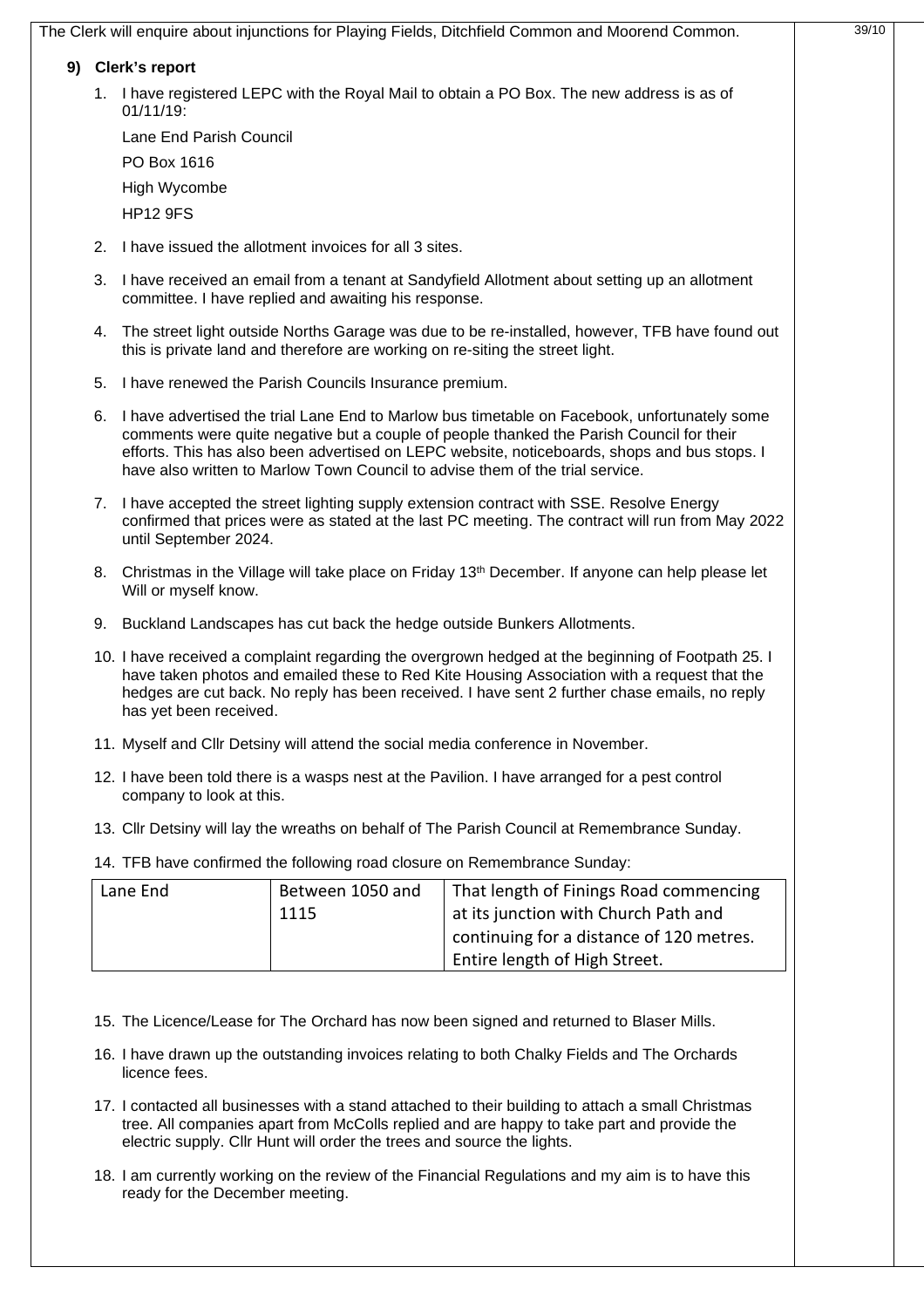The Clerk will enquire about injunctions for Playing Fields, Ditchfield Common and Moorend Common.

39/10

**9) Clerk's report**

1. I have registered LEPC with the Royal Mail to obtain a PO Box. The new address is as of 01/11/19:

   Lane End Parish Council

   PO Box 1616

   High Wycombe

   HP12 9FS

2. I have issued the allotment invoices for all 3 sites.
3. I have received an email from a tenant at Sandyfield Allotment about setting up an allotment committee. I have replied and awaiting his response.
4. The street light outside Norths Garage was due to be re-installed, however, TFB have found out this is private land and therefore are working on re-siting the street light.
5. I have renewed the Parish Councils Insurance premium.
6. I have advertised the trial Lane End to Marlow bus timetable on Facebook, unfortunately some comments were quite negative but a couple of people thanked the Parish Council for their efforts. This has also been advertised on LEPC website, noticeboards, shops and bus stops. I have also written to Marlow Town Council to advise them of the trial service.
7. I have accepted the street lighting supply extension contract with SSE. Resolve Energy confirmed that prices were as stated at the last PC meeting. The contract will run from May 2022 until September 2024.
8. Christmas in the Village will take place on Friday 13th December. If anyone can help please let Will or myself know.
9. Buckland Landscapes has cut back the hedge outside Bunkers Allotments.
10. I have received a complaint regarding the overgrown hedged at the beginning of Footpath 25. I have taken photos and emailed these to Red Kite Housing Association with a request that the hedges are cut back. No reply has been received. I have sent 2 further chase emails, no reply has yet been received.
11. Myself and Cllr Detsiny will attend the social media conference in November.
12. I have been told there is a wasps nest at the Pavilion. I have arranged for a pest control company to look at this.
13. Cllr Detsiny will lay the wreaths on behalf of The Parish Council at Remembrance Sunday.
14. TFB have confirmed the following road closure on Remembrance Sunday:

| Lane End | Between 1050 and 1115 | That length of Finings Road commencing at its junction with Church Path and continuing for a distance of 120 metres. Entire length of High Street. |
|---|---|---|

15. The Licence/Lease for The Orchard has now been signed and returned to Blaser Mills.
16. I have drawn up the outstanding invoices relating to both Chalky Fields and The Orchards licence fees.
17. I contacted all businesses with a stand attached to their building to attach a small Christmas tree. All companies apart from McColls replied and are happy to take part and provide the electric supply. Cllr Hunt will order the trees and source the lights.
18. I am currently working on the review of the Financial Regulations and my aim is to have this ready for the December meeting.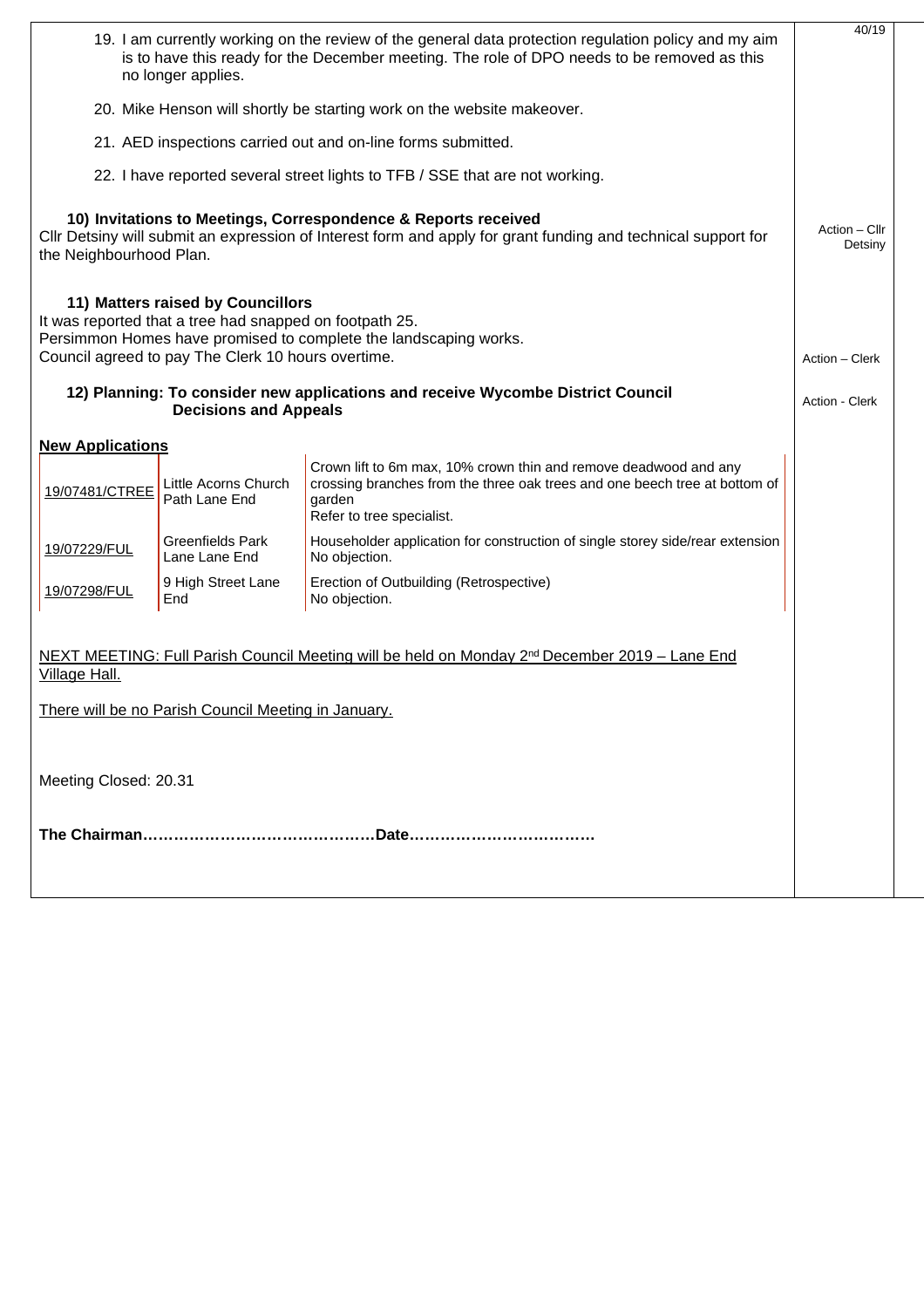19. I am currently working on the review of the general data protection regulation policy and my aim is to have this ready for the December meeting. The role of DPO needs to be removed as this no longer applies.

20. Mike Henson will shortly be starting work on the website makeover.

21. AED inspections carried out and on-line forms submitted.

22. I have reported several street lights to TFB / SSE that are not working.

**10) Invitations to Meetings, Correspondence & Reports received**

Cllr Detsiny will submit an expression of Interest form and apply for grant funding and technical support for the Neighbourhood Plan.

Action – Cllr Detsiny

**11) Matters raised by Councillors**

It was reported that a tree had snapped on footpath 25.
Persimmon Homes have promised to complete the landscaping works.
Council agreed to pay The Clerk 10 hours overtime.

Action – Clerk

**12) Planning: To consider new applications and receive Wycombe District Council Decisions and Appeals**

Action - Clerk

**New Applications**

| | | |
|---|---|---|
| 19/07481/CTREE | Little Acorns Church Path Lane End | Crown lift to 6m max, 10% crown thin and remove deadwood and any crossing branches from the three oak trees and one beech tree at bottom of garden<br>Refer to tree specialist. |
| 19/07229/FUL | Greenfields Park Lane Lane End | Householder application for construction of single storey side/rear extension<br>No objection. |
| 19/07298/FUL | 9 High Street Lane End | Erection of Outbuilding (Retrospective)<br>No objection. |

NEXT MEETING: Full Parish Council Meeting will be held on Monday 2nd December 2019 – Lane End Village Hall.

There will be no Parish Council Meeting in January.

Meeting Closed: 20.31

**The Chairman……………………………………Date………………………………**